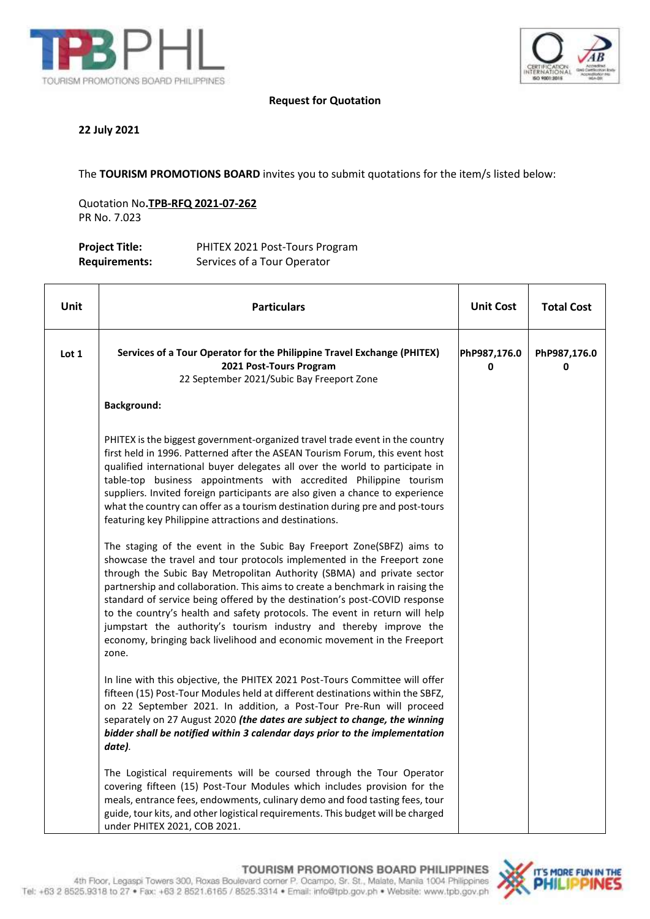**Request for Quotation**

**22 July 2021**

The **TOURISM PROMOTIONS BOARD** invites you to submit quotations for the item/s listed below:

Quotation No.**TPB-RFQ 2021-07-262**
PR No. 7.023

**Project Title:** PHITEX 2021 Post-Tours Program
**Requirements:** Services of a Tour Operator

| Unit | Particulars | Unit Cost | Total Cost |
|---|---|---|---|
| Lot 1 | **Services of a Tour Operator for the Philippine Travel Exchange (PHITEX) 2021 Post-Tours Program**<br>22 September 2021/Subic Bay Freeport Zone<br><br>**Background:**<br><br>PHITEX is the biggest government-organized travel trade event in the country first held in 1996. Patterned after the ASEAN Tourism Forum, this event host qualified international buyer delegates all over the world to participate in table-top business appointments with accredited Philippine tourism suppliers. Invited foreign participants are also given a chance to experience what the country can offer as a tourism destination during pre and post-tours featuring key Philippine attractions and destinations.<br><br>The staging of the event in the Subic Bay Freeport Zone(SBFZ) aims to showcase the travel and tour protocols implemented in the Freeport zone through the Subic Bay Metropolitan Authority (SBMA) and private sector partnership and collaboration. This aims to create a benchmark in raising the standard of service being offered by the destination's post-COVID response to the country's health and safety protocols. The event in return will help jumpstart the authority's tourism industry and thereby improve the economy, bringing back livelihood and economic movement in the Freeport zone.<br><br>In line with this objective, the PHITEX 2021 Post-Tours Committee will offer fifteen (15) Post-Tour Modules held at different destinations within the SBFZ, on 22 September 2021. In addition, a Post-Tour Pre-Run will proceed separately on 27 August 2020 ***(the dates are subject to change, the winning bidder shall be notified within 3 calendar days prior to the implementation date)***.<br><br>The Logistical requirements will be coursed through the Tour Operator covering fifteen (15) Post-Tour Modules which includes provision for the meals, entrance fees, endowments, culinary demo and food tasting fees, tour guide, tour kits, and other logistical requirements. This budget will be charged under PHITEX 2021, COB 2021. | PhP987,176.00 | PhP987,176.00 |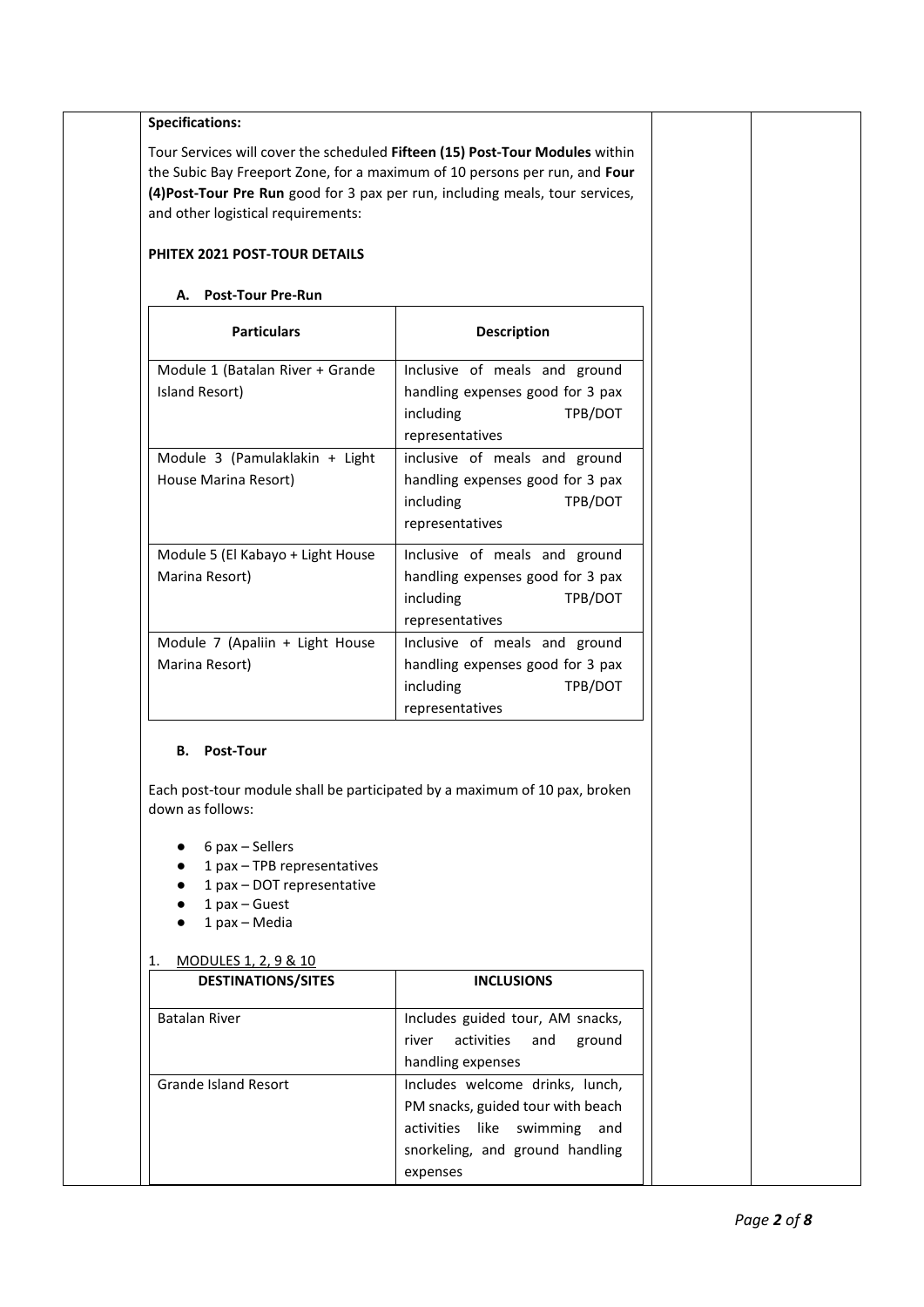**Specifications:**

Tour Services will cover the scheduled **Fifteen (15) Post-Tour Modules** within the Subic Bay Freeport Zone, for a maximum of 10 persons per run, and **Four (4)Post-Tour Pre Run** good for 3 pax per run, including meals, tour services, and other logistical requirements:

**PHITEX 2021 POST-TOUR DETAILS**

**A. Post-Tour Pre-Run**

| Particulars | Description |
|---|---|
| Module 1 (Batalan River + Grande Island Resort) | Inclusive of meals and ground handling expenses good for 3 pax including TPB/DOT representatives |
| Module 3 (Pamulaklakin + Light House Marina Resort) | inclusive of meals and ground handling expenses good for 3 pax including TPB/DOT representatives |
| Module 5 (El Kabayo + Light House Marina Resort) | Inclusive of meals and ground handling expenses good for 3 pax including TPB/DOT representatives |
| Module 7 (Apaliin + Light House Marina Resort) | Inclusive of meals and ground handling expenses good for 3 pax including TPB/DOT representatives |

**B. Post-Tour**

Each post-tour module shall be participated by a maximum of 10 pax, broken down as follows:

- 6 pax – Sellers
- 1 pax – TPB representatives
- 1 pax – DOT representative
- 1 pax – Guest
- 1 pax – Media

1. MODULES 1, 2, 9 & 10

| DESTINATIONS/SITES | INCLUSIONS |
|---|---|
| Batalan River | Includes guided tour, AM snacks, river activities and ground handling expenses |
| Grande Island Resort | Includes welcome drinks, lunch, PM snacks, guided tour with beach activities like swimming and snorkeling, and ground handling expenses |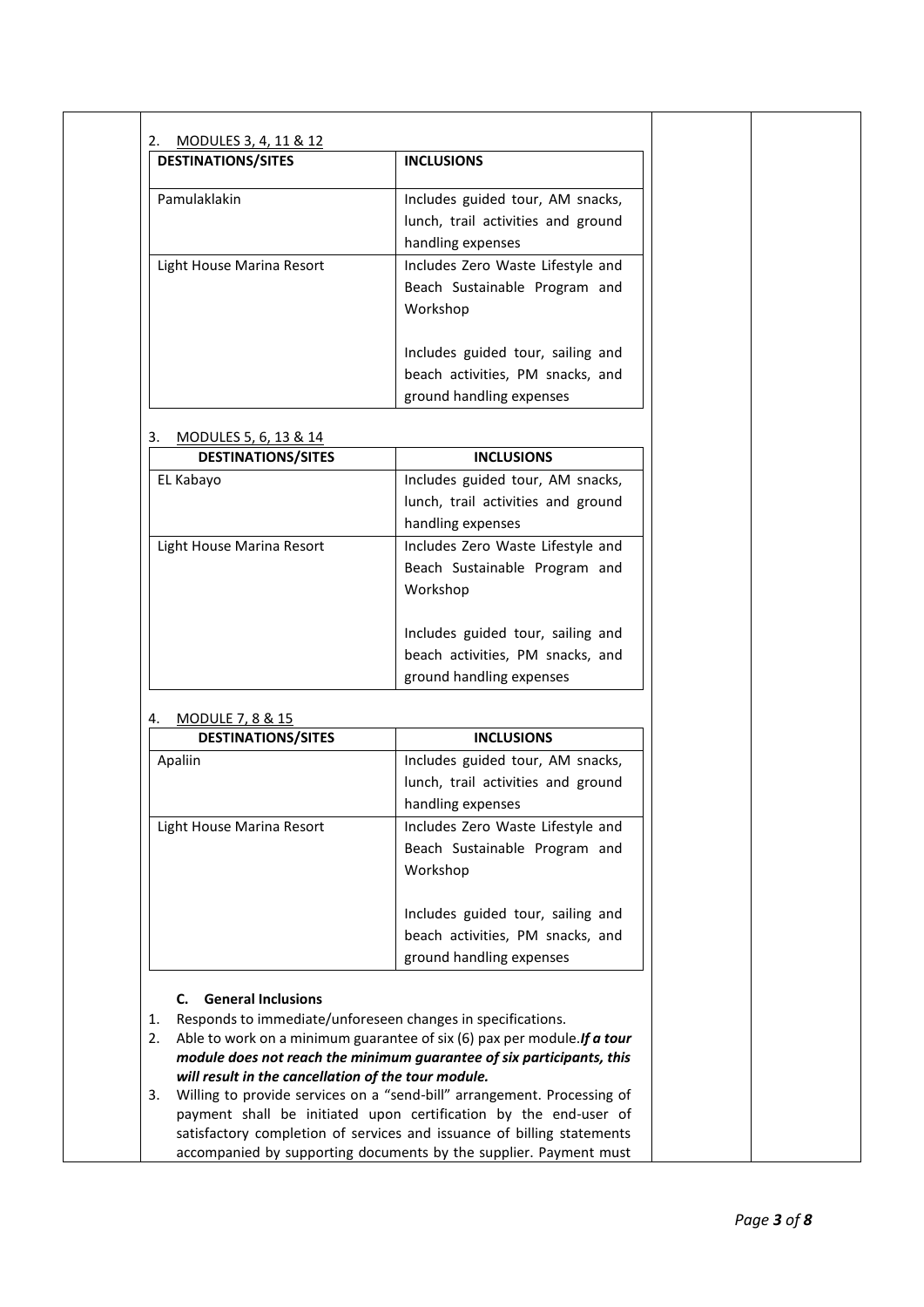2. MODULES 3, 4, 11 & 12

| DESTINATIONS/SITES | INCLUSIONS |
|---|---|
| Pamulaklakin | Includes guided tour, AM snacks, lunch, trail activities and ground handling expenses |
| Light House Marina Resort | Includes Zero Waste Lifestyle and Beach Sustainable Program and Workshop<br><br>Includes guided tour, sailing and beach activities, PM snacks, and ground handling expenses |

3. MODULES 5, 6, 13 & 14

| DESTINATIONS/SITES | INCLUSIONS |
|---|---|
| EL Kabayo | Includes guided tour, AM snacks, lunch, trail activities and ground handling expenses |
| Light House Marina Resort | Includes Zero Waste Lifestyle and Beach Sustainable Program and Workshop<br><br>Includes guided tour, sailing and beach activities, PM snacks, and ground handling expenses |

4. MODULE 7, 8 & 15

| DESTINATIONS/SITES | INCLUSIONS |
|---|---|
| Apaliin | Includes guided tour, AM snacks, lunch, trail activities and ground handling expenses |
| Light House Marina Resort | Includes Zero Waste Lifestyle and Beach Sustainable Program and Workshop<br><br>Includes guided tour, sailing and beach activities, PM snacks, and ground handling expenses |

**C. General Inclusions**

1. Responds to immediate/unforeseen changes in specifications.
2. Able to work on a minimum guarantee of six (6) pax per module. ***If a tour module does not reach the minimum guarantee of six participants, this will result in the cancellation of the tour module.***
3. Willing to provide services on a "send-bill" arrangement. Processing of payment shall be initiated upon certification by the end-user of satisfactory completion of services and issuance of billing statements accompanied by supporting documents by the supplier. Payment must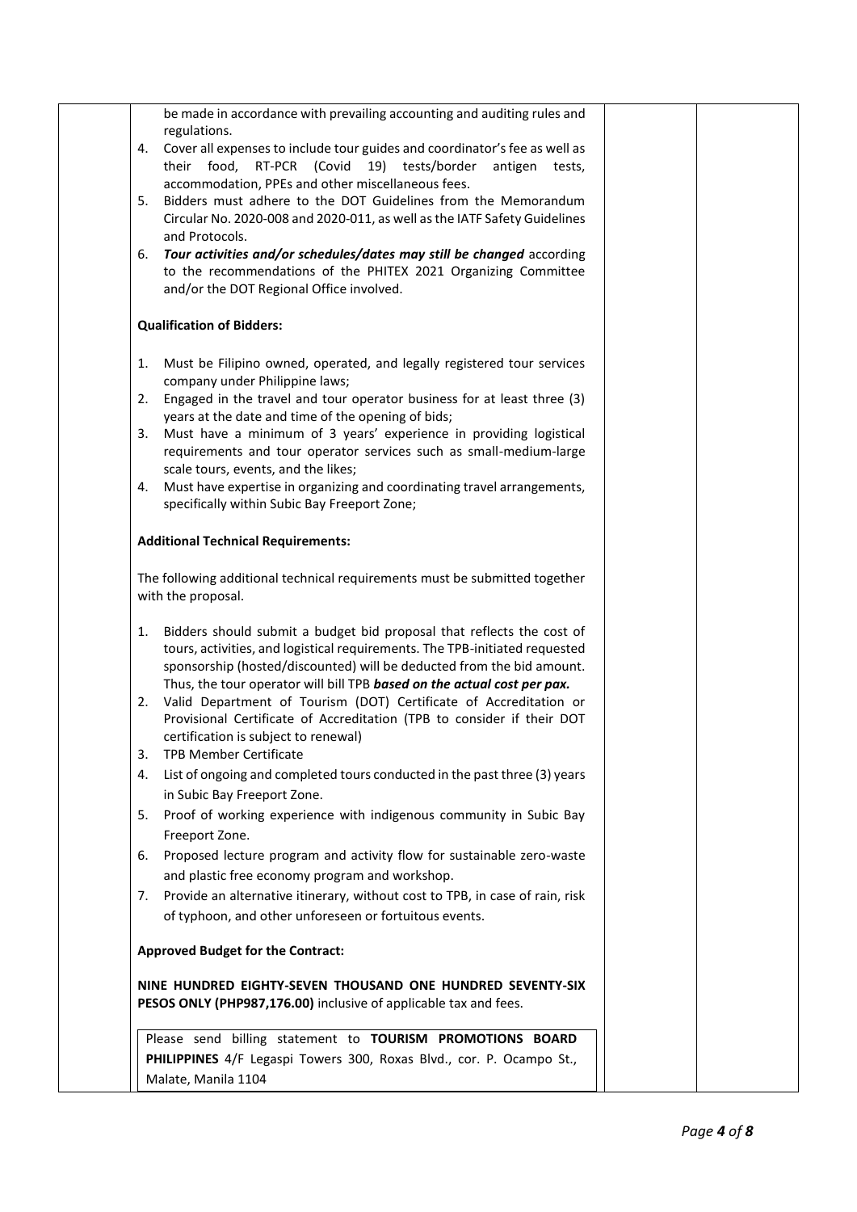be made in accordance with prevailing accounting and auditing rules and regulations.

4. Cover all expenses to include tour guides and coordinator's fee as well as their food, RT-PCR (Covid 19) tests/border antigen tests, accommodation, PPEs and other miscellaneous fees.
5. Bidders must adhere to the DOT Guidelines from the Memorandum Circular No. 2020-008 and 2020-011, as well as the IATF Safety Guidelines and Protocols.
6. ***Tour activities and/or schedules/dates may still be changed*** according to the recommendations of the PHITEX 2021 Organizing Committee and/or the DOT Regional Office involved.

**Qualification of Bidders:**

1. Must be Filipino owned, operated, and legally registered tour services company under Philippine laws;
2. Engaged in the travel and tour operator business for at least three (3) years at the date and time of the opening of bids;
3. Must have a minimum of 3 years' experience in providing logistical requirements and tour operator services such as small-medium-large scale tours, events, and the likes;
4. Must have expertise in organizing and coordinating travel arrangements, specifically within Subic Bay Freeport Zone;

**Additional Technical Requirements:**

The following additional technical requirements must be submitted together with the proposal.

1. Bidders should submit a budget bid proposal that reflects the cost of tours, activities, and logistical requirements. The TPB-initiated requested sponsorship (hosted/discounted) will be deducted from the bid amount. Thus, the tour operator will bill TPB ***based on the actual cost per pax.***
2. Valid Department of Tourism (DOT) Certificate of Accreditation or Provisional Certificate of Accreditation (TPB to consider if their DOT certification is subject to renewal)
3. TPB Member Certificate
4. List of ongoing and completed tours conducted in the past three (3) years in Subic Bay Freeport Zone.
5. Proof of working experience with indigenous community in Subic Bay Freeport Zone.
6. Proposed lecture program and activity flow for sustainable zero-waste and plastic free economy program and workshop.
7. Provide an alternative itinerary, without cost to TPB, in case of rain, risk of typhoon, and other unforeseen or fortuitous events.

**Approved Budget for the Contract:**

**NINE HUNDRED EIGHTY-SEVEN THOUSAND ONE HUNDRED SEVENTY-SIX PESOS ONLY (PHP987,176.00)** inclusive of applicable tax and fees.

Please send billing statement to **TOURISM PROMOTIONS BOARD PHILIPPINES** 4/F Legaspi Towers 300, Roxas Blvd., cor. P. Ocampo St., Malate, Manila 1104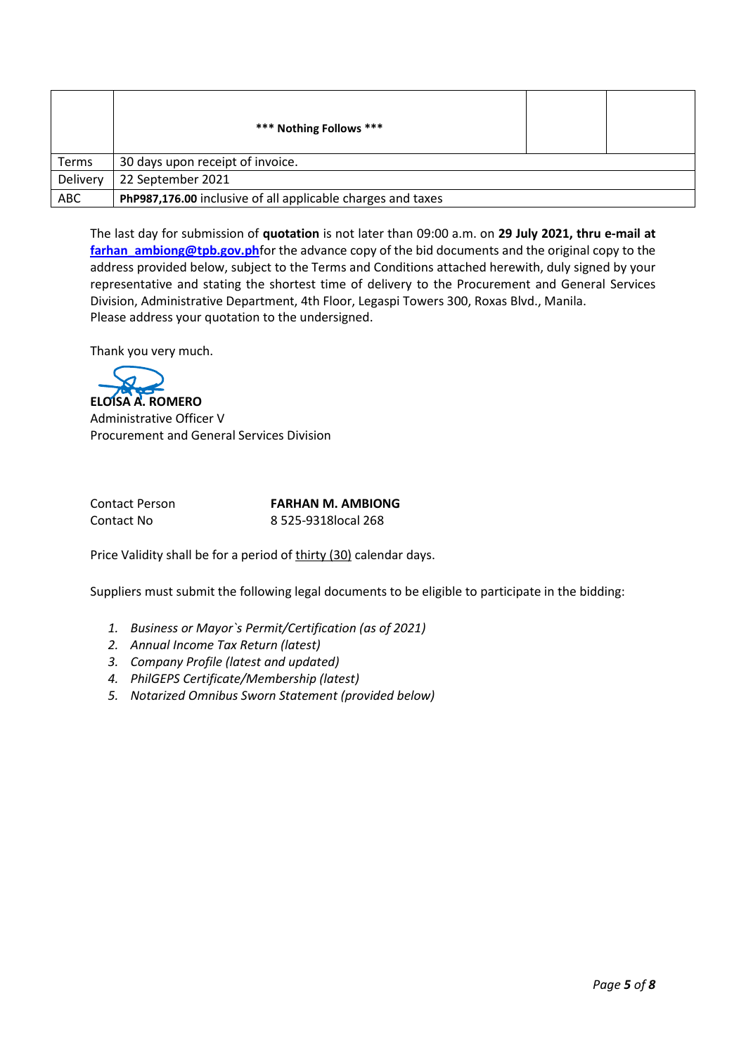|  | *** Nothing Follows *** |  |  |
|---|---|---|---|
| Terms | 30 days upon receipt of invoice. | | |
| Delivery | 22 September 2021 | | |
| ABC | **PhP987,176.00** inclusive of all applicable charges and taxes | | |

The last day for submission of **quotation** is not later than 09:00 a.m. on **29 July 2021, thru e-mail at farhan_ambiong@tpb.gov.ph**for the advance copy of the bid documents and the original copy to the address provided below, subject to the Terms and Conditions attached herewith, duly signed by your representative and stating the shortest time of delivery to the Procurement and General Services Division, Administrative Department, 4th Floor, Legaspi Towers 300, Roxas Blvd., Manila.
Please address your quotation to the undersigned.

Thank you very much.

**ELOISA A. ROMERO**
Administrative Officer V
Procurement and General Services Division

Contact Person **FARHAN M. AMBIONG**
Contact No 8 525-9318local 268

Price Validity shall be for a period of thirty (30) calendar days.

Suppliers must submit the following legal documents to be eligible to participate in the bidding:

1. *Business or Mayor`s Permit/Certification (as of 2021)*
2. *Annual Income Tax Return (latest)*
3. *Company Profile (latest and updated)*
4. *PhilGEPS Certificate/Membership (latest)*
5. *Notarized Omnibus Sworn Statement (provided below)*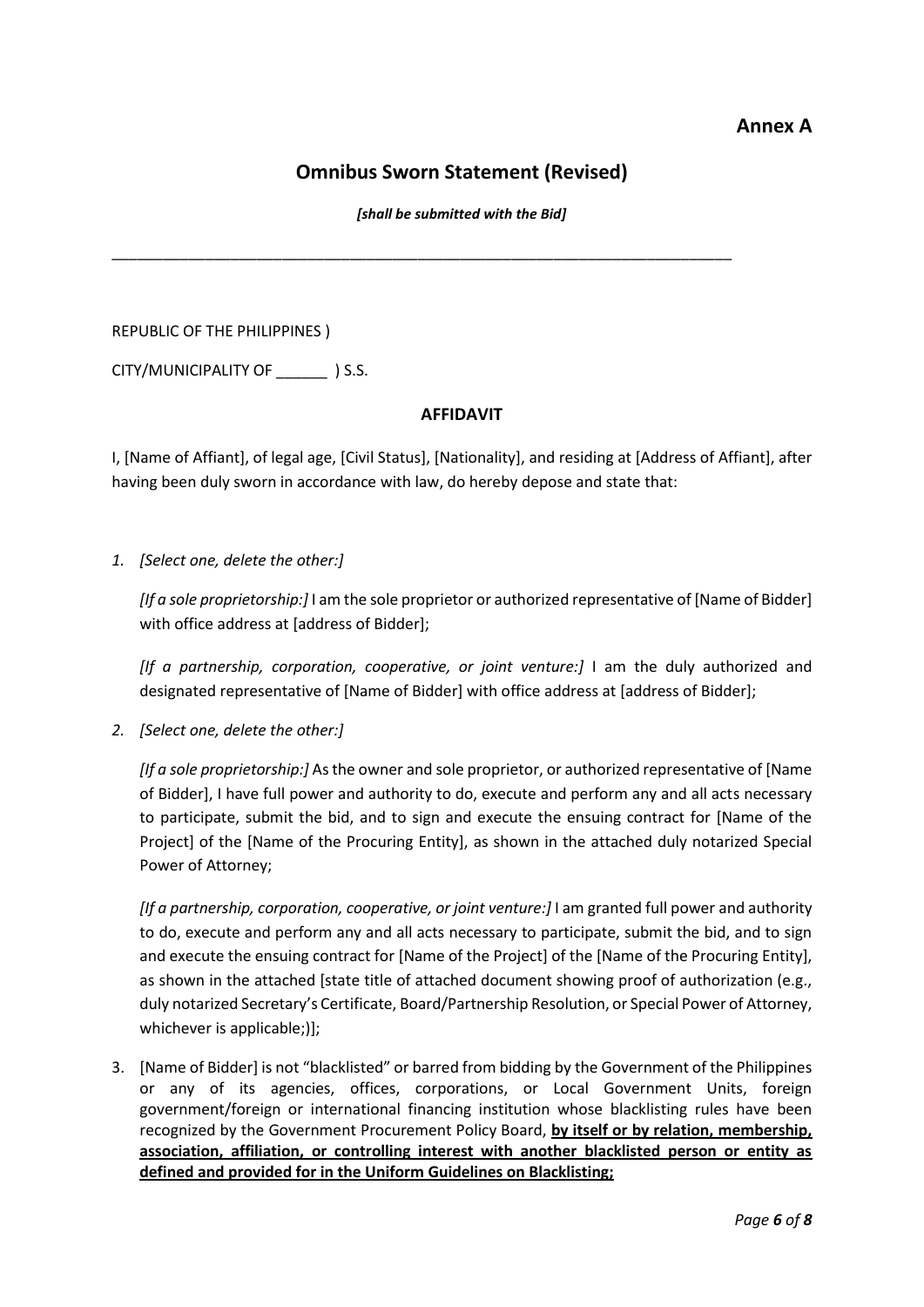**Annex A**

## Omnibus Sworn Statement (Revised)

***[shall be submitted with the Bid]***

---

REPUBLIC OF THE PHILIPPINES )

CITY/MUNICIPALITY OF ______ ) S.S.

**AFFIDAVIT**

I, [Name of Affiant], of legal age, [Civil Status], [Nationality], and residing at [Address of Affiant], after having been duly sworn in accordance with law, do hereby depose and state that:

1. *[Select one, delete the other:]*

   *[If a sole proprietorship:]* I am the sole proprietor or authorized representative of [Name of Bidder] with office address at [address of Bidder];

   *[If a partnership, corporation, cooperative, or joint venture:]* I am the duly authorized and designated representative of [Name of Bidder] with office address at [address of Bidder];

2. *[Select one, delete the other:]*

   *[If a sole proprietorship:]* As the owner and sole proprietor, or authorized representative of [Name of Bidder], I have full power and authority to do, execute and perform any and all acts necessary to participate, submit the bid, and to sign and execute the ensuing contract for [Name of the Project] of the [Name of the Procuring Entity], as shown in the attached duly notarized Special Power of Attorney;

   *[If a partnership, corporation, cooperative, or joint venture:]* I am granted full power and authority to do, execute and perform any and all acts necessary to participate, submit the bid, and to sign and execute the ensuing contract for [Name of the Project] of the [Name of the Procuring Entity], as shown in the attached [state title of attached document showing proof of authorization (e.g., duly notarized Secretary's Certificate, Board/Partnership Resolution, or Special Power of Attorney, whichever is applicable;)];

3. [Name of Bidder] is not "blacklisted" or barred from bidding by the Government of the Philippines or any of its agencies, offices, corporations, or Local Government Units, foreign government/foreign or international financing institution whose blacklisting rules have been recognized by the Government Procurement Policy Board, **<u>by itself or by relation, membership, association, affiliation, or controlling interest with another blacklisted person or entity as defined and provided for in the Uniform Guidelines on Blacklisting;</u>**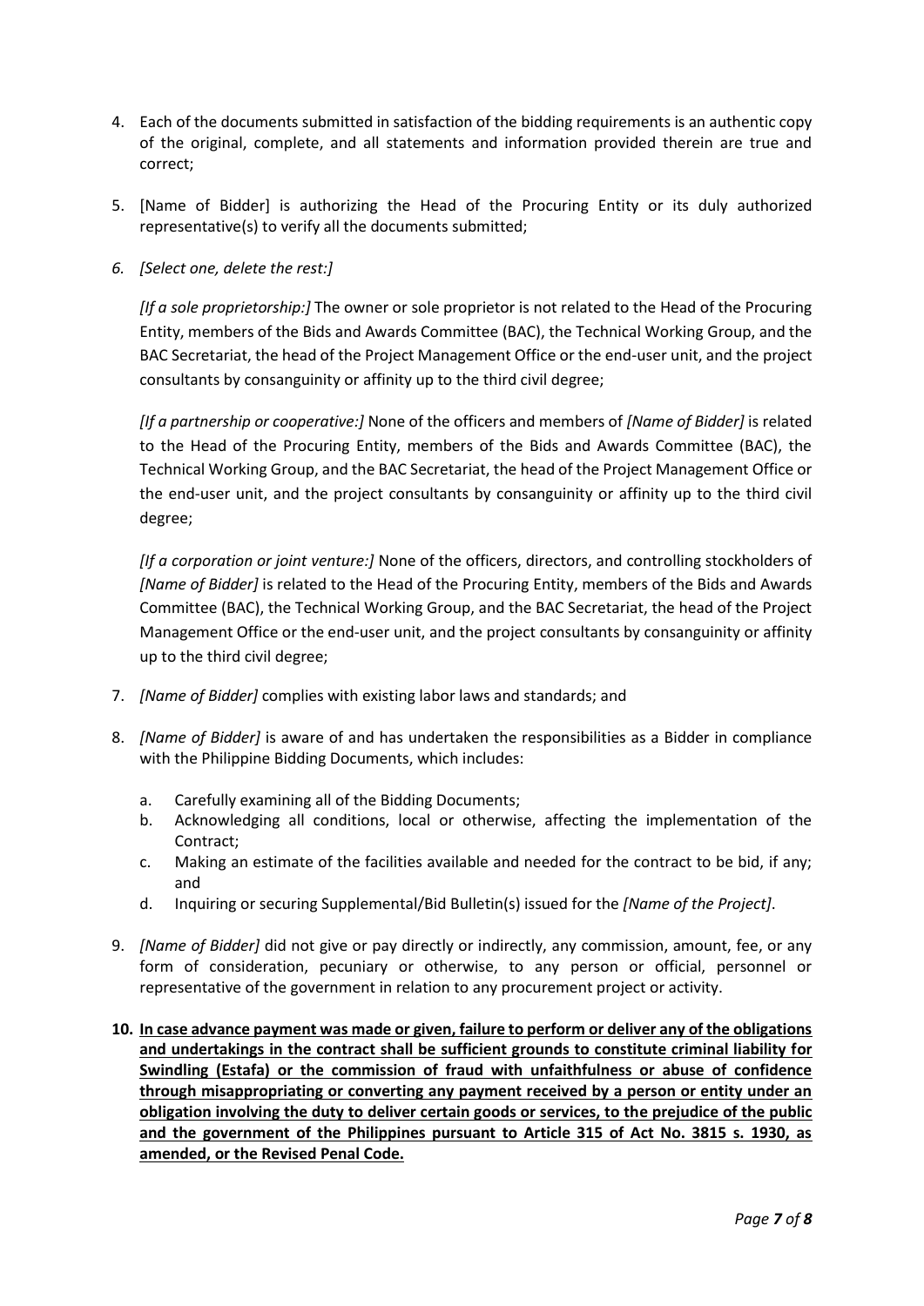4. Each of the documents submitted in satisfaction of the bidding requirements is an authentic copy of the original, complete, and all statements and information provided therein are true and correct;

5. [Name of Bidder] is authorizing the Head of the Procuring Entity or its duly authorized representative(s) to verify all the documents submitted;

6. *[Select one, delete the rest:]*

   *[If a sole proprietorship:]* The owner or sole proprietor is not related to the Head of the Procuring Entity, members of the Bids and Awards Committee (BAC), the Technical Working Group, and the BAC Secretariat, the head of the Project Management Office or the end-user unit, and the project consultants by consanguinity or affinity up to the third civil degree;

   *[If a partnership or cooperative:]* None of the officers and members of *[Name of Bidder]* is related to the Head of the Procuring Entity, members of the Bids and Awards Committee (BAC), the Technical Working Group, and the BAC Secretariat, the head of the Project Management Office or the end-user unit, and the project consultants by consanguinity or affinity up to the third civil degree;

   *[If a corporation or joint venture:]* None of the officers, directors, and controlling stockholders of *[Name of Bidder]* is related to the Head of the Procuring Entity, members of the Bids and Awards Committee (BAC), the Technical Working Group, and the BAC Secretariat, the head of the Project Management Office or the end-user unit, and the project consultants by consanguinity or affinity up to the third civil degree;

7. *[Name of Bidder]* complies with existing labor laws and standards; and

8. *[Name of Bidder]* is aware of and has undertaken the responsibilities as a Bidder in compliance with the Philippine Bidding Documents, which includes:

   a. Carefully examining all of the Bidding Documents;
   b. Acknowledging all conditions, local or otherwise, affecting the implementation of the Contract;
   c. Making an estimate of the facilities available and needed for the contract to be bid, if any; and
   d. Inquiring or securing Supplemental/Bid Bulletin(s) issued for the *[Name of the Project]*.

9. *[Name of Bidder]* did not give or pay directly or indirectly, any commission, amount, fee, or any form of consideration, pecuniary or otherwise, to any person or official, personnel or representative of the government in relation to any procurement project or activity.

10. <u>**In case advance payment was made or given, failure to perform or deliver any of the obligations and undertakings in the contract shall be sufficient grounds to constitute criminal liability for Swindling (Estafa) or the commission of fraud with unfaithfulness or abuse of confidence through misappropriating or converting any payment received by a person or entity under an obligation involving the duty to deliver certain goods or services, to the prejudice of the public and the government of the Philippines pursuant to Article 315 of Act No. 3815 s. 1930, as amended, or the Revised Penal Code.**</u>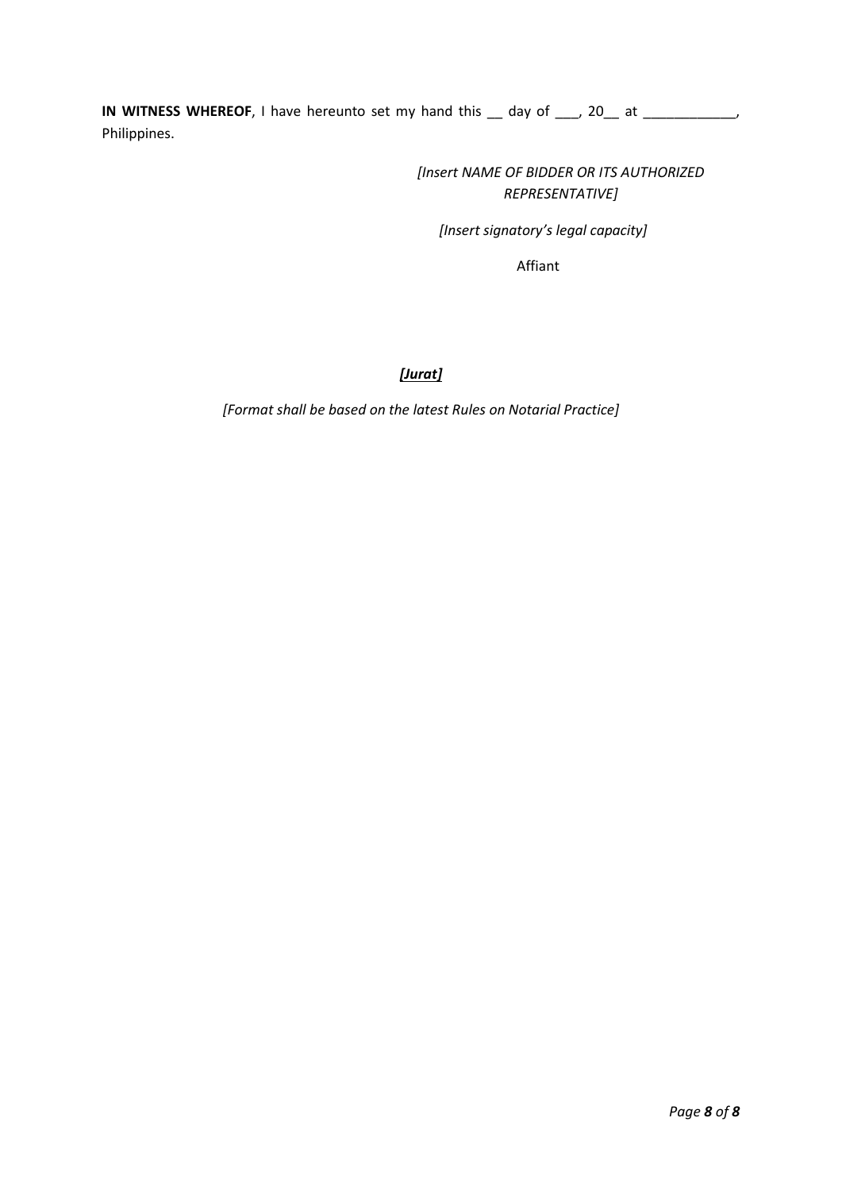**IN WITNESS WHEREOF**, I have hereunto set my hand this __ day of ___, 20__ at ____________, Philippines.

*[Insert NAME OF BIDDER OR ITS AUTHORIZED REPRESENTATIVE]*

*[Insert signatory's legal capacity]*

Affiant

***[Jurat]***

*[Format shall be based on the latest Rules on Notarial Practice]*